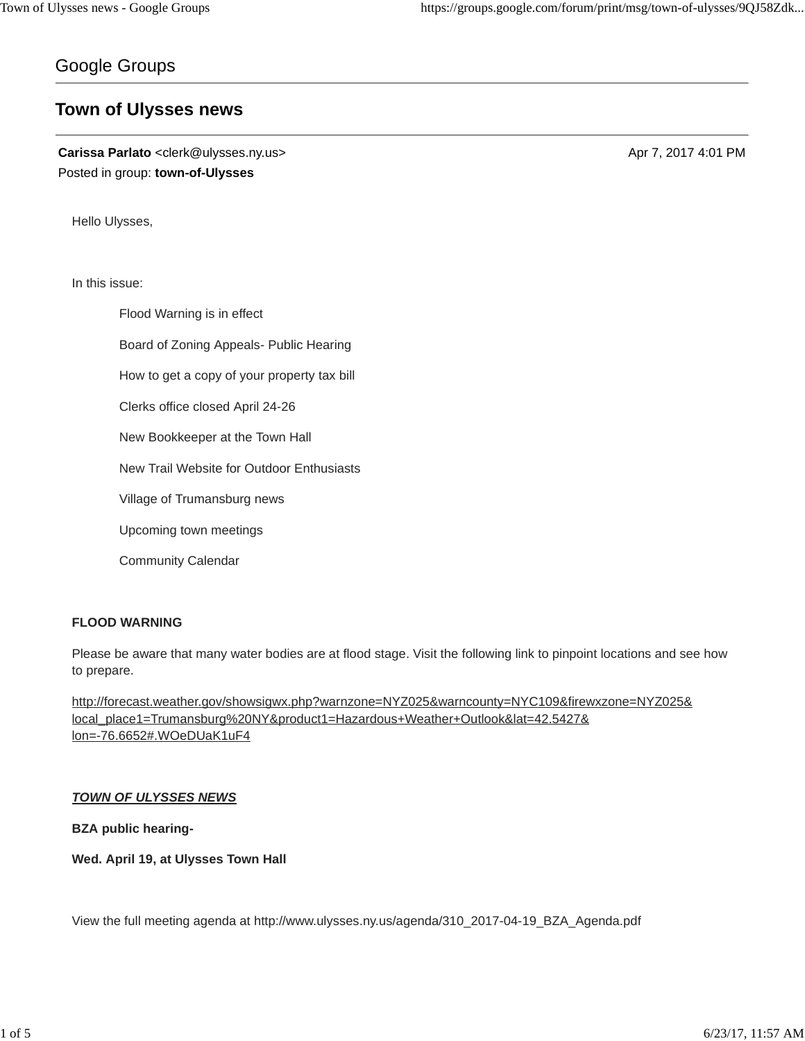Google Groups

# Town of Ulysses news

**Carissa Parlato** <clerk@ulysses.ny.us> Apr 7, 2017 4:01 PM
Posted in group: **town-of-Ulysses**

Hello Ulysses,

In this issue:

- Flood Warning is in effect
- Board of Zoning Appeals- Public Hearing
- How to get a copy of your property tax bill
- Clerks office closed April 24-26
- New Bookkeeper at the Town Hall
- New Trail Website for Outdoor Enthusiasts
- Village of Trumansburg news
- Upcoming town meetings
- Community Calendar

**FLOOD WARNING**

Please be aware that many water bodies are at flood stage. Visit the following link to pinpoint locations and see how to prepare.

http://forecast.weather.gov/showsigwx.php?warnzone=NYZ025&warncounty=NYC109&firewxzone=NYZ025&local_place1=Trumansburg%20NY&product1=Hazardous+Weather+Outlook&lat=42.5427&lon=-76.6652#.WOeDUaK1uF4

***TOWN OF ULYSSES NEWS***

**BZA public hearing-**

**Wed. April 19, at Ulysses Town Hall**

View the full meeting agenda at http://www.ulysses.ny.us/agenda/310_2017-04-19_BZA_Agenda.pdf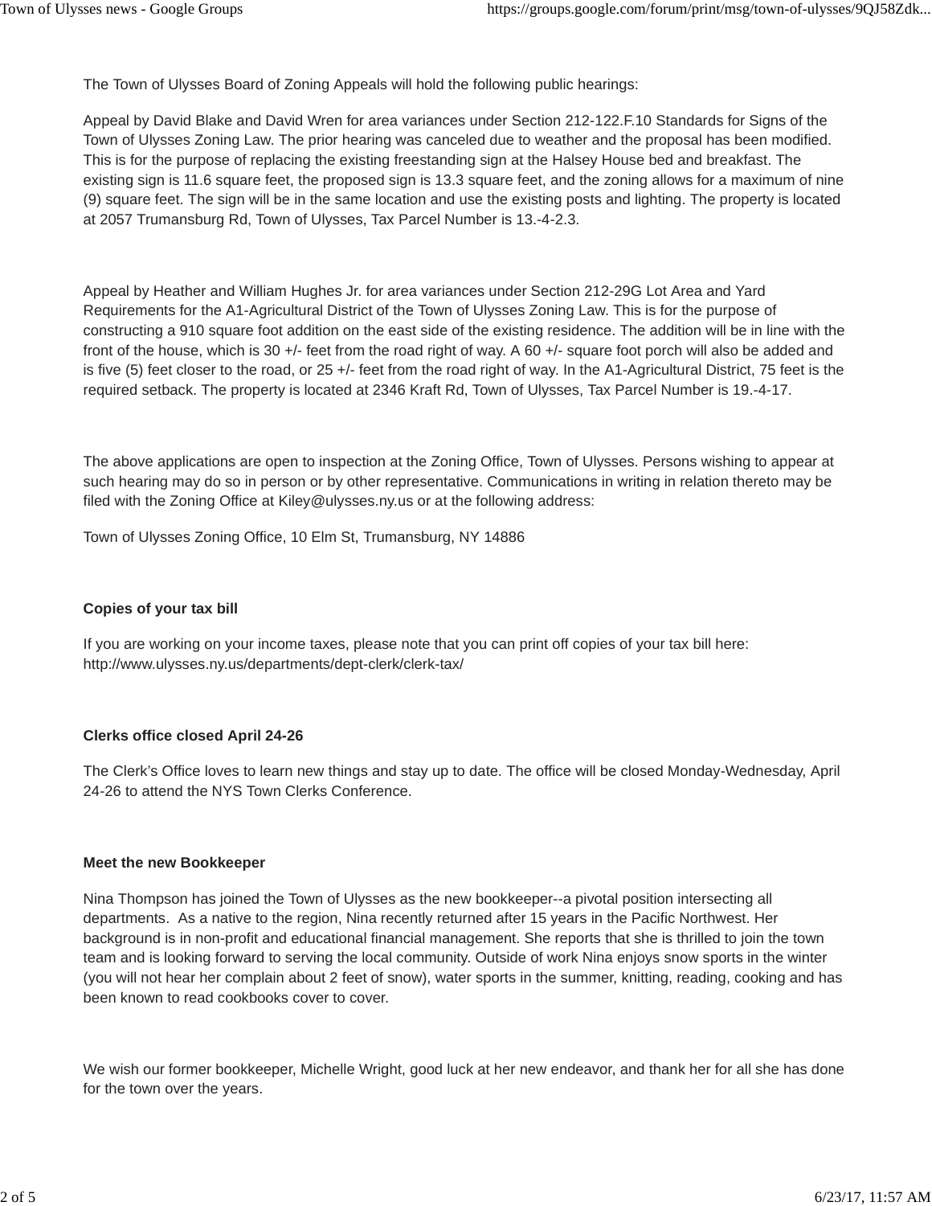The Town of Ulysses Board of Zoning Appeals will hold the following public hearings:

Appeal by David Blake and David Wren for area variances under Section 212-122.F.10 Standards for Signs of the Town of Ulysses Zoning Law. The prior hearing was canceled due to weather and the proposal has been modified. This is for the purpose of replacing the existing freestanding sign at the Halsey House bed and breakfast. The existing sign is 11.6 square feet, the proposed sign is 13.3 square feet, and the zoning allows for a maximum of nine (9) square feet. The sign will be in the same location and use the existing posts and lighting. The property is located at 2057 Trumansburg Rd, Town of Ulysses, Tax Parcel Number is 13.-4-2.3.

Appeal by Heather and William Hughes Jr. for area variances under Section 212-29G Lot Area and Yard Requirements for the A1-Agricultural District of the Town of Ulysses Zoning Law. This is for the purpose of constructing a 910 square foot addition on the east side of the existing residence. The addition will be in line with the front of the house, which is 30 +/- feet from the road right of way. A 60 +/- square foot porch will also be added and is five (5) feet closer to the road, or 25 +/- feet from the road right of way. In the A1-Agricultural District, 75 feet is the required setback. The property is located at 2346 Kraft Rd, Town of Ulysses, Tax Parcel Number is 19.-4-17.

The above applications are open to inspection at the Zoning Office, Town of Ulysses. Persons wishing to appear at such hearing may do so in person or by other representative. Communications in writing in relation thereto may be filed with the Zoning Office at Kiley@ulysses.ny.us or at the following address:

Town of Ulysses Zoning Office, 10 Elm St, Trumansburg, NY 14886

**Copies of your tax bill**

If you are working on your income taxes, please note that you can print off copies of your tax bill here: http://www.ulysses.ny.us/departments/dept-clerk/clerk-tax/

**Clerks office closed April 24-26**

The Clerk's Office loves to learn new things and stay up to date. The office will be closed Monday-Wednesday, April 24-26 to attend the NYS Town Clerks Conference.

**Meet the new Bookkeeper**

Nina Thompson has joined the Town of Ulysses as the new bookkeeper--a pivotal position intersecting all departments. As a native to the region, Nina recently returned after 15 years in the Pacific Northwest. Her background is in non-profit and educational financial management. She reports that she is thrilled to join the town team and is looking forward to serving the local community. Outside of work Nina enjoys snow sports in the winter (you will not hear her complain about 2 feet of snow), water sports in the summer, knitting, reading, cooking and has been known to read cookbooks cover to cover.

We wish our former bookkeeper, Michelle Wright, good luck at her new endeavor, and thank her for all she has done for the town over the years.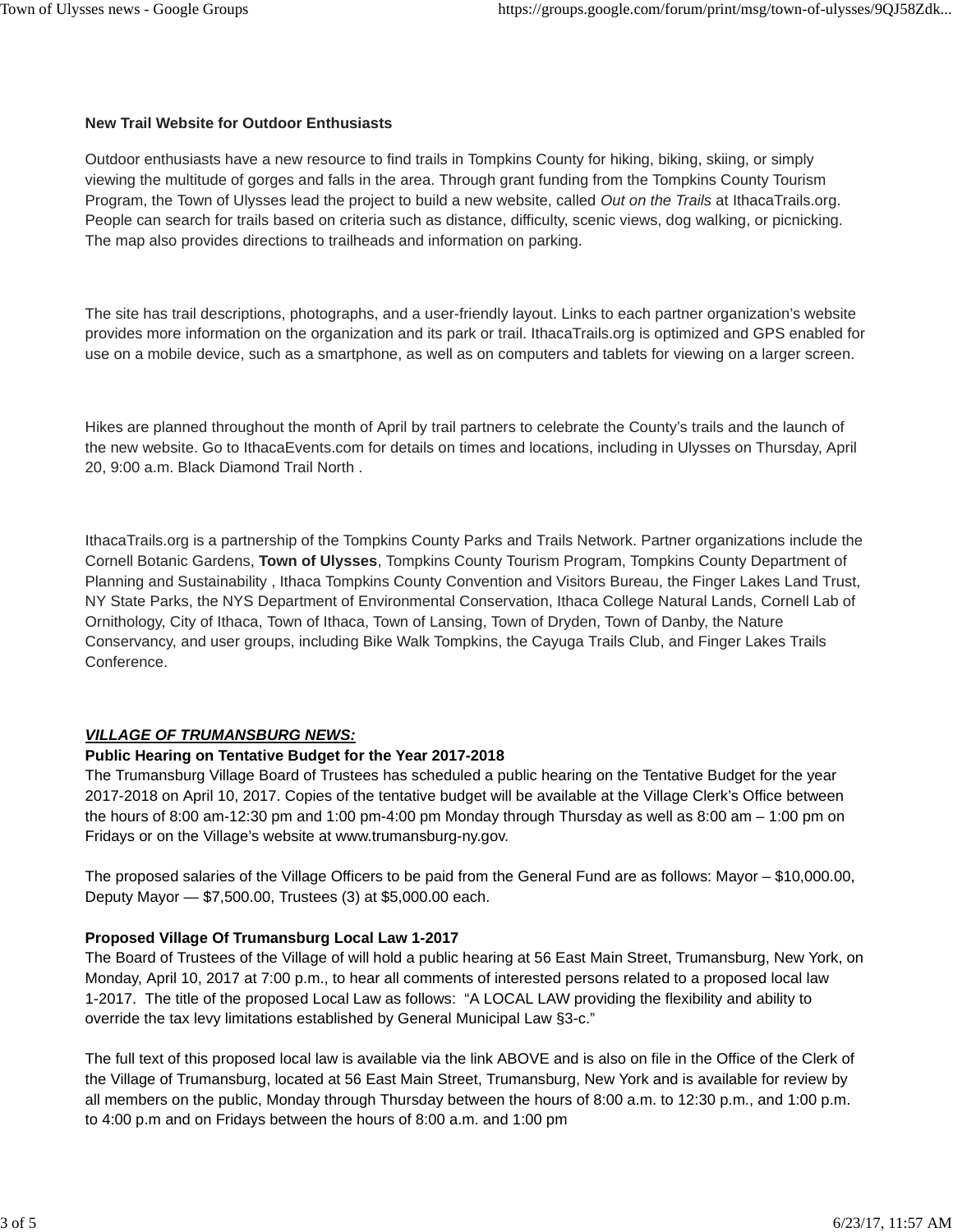**New Trail Website for Outdoor Enthusiasts**

Outdoor enthusiasts have a new resource to find trails in Tompkins County for hiking, biking, skiing, or simply viewing the multitude of gorges and falls in the area. Through grant funding from the Tompkins County Tourism Program, the Town of Ulysses lead the project to build a new website, called *Out on the Trails* at IthacaTrails.org. People can search for trails based on criteria such as distance, difficulty, scenic views, dog walking, or picnicking. The map also provides directions to trailheads and information on parking.

The site has trail descriptions, photographs, and a user-friendly layout. Links to each partner organization's website provides more information on the organization and its park or trail. IthacaTrails.org is optimized and GPS enabled for use on a mobile device, such as a smartphone, as well as on computers and tablets for viewing on a larger screen.

Hikes are planned throughout the month of April by trail partners to celebrate the County's trails and the launch of the new website. Go to IthacaEvents.com for details on times and locations, including in Ulysses on Thursday, April 20, 9:00 a.m. Black Diamond Trail North .

IthacaTrails.org is a partnership of the Tompkins County Parks and Trails Network. Partner organizations include the Cornell Botanic Gardens, **Town of Ulysses**, Tompkins County Tourism Program, Tompkins County Department of Planning and Sustainability , Ithaca Tompkins County Convention and Visitors Bureau, the Finger Lakes Land Trust, NY State Parks, the NYS Department of Environmental Conservation, Ithaca College Natural Lands, Cornell Lab of Ornithology, City of Ithaca, Town of Ithaca, Town of Lansing, Town of Dryden, Town of Danby, the Nature Conservancy, and user groups, including Bike Walk Tompkins, the Cayuga Trails Club, and Finger Lakes Trails Conference.

***VILLAGE OF TRUMANSBURG NEWS:***

**Public Hearing on Tentative Budget for the Year 2017-2018**

The Trumansburg Village Board of Trustees has scheduled a public hearing on the Tentative Budget for the year 2017-2018 on April 10, 2017. Copies of the tentative budget will be available at the Village Clerk's Office between the hours of 8:00 am-12:30 pm and 1:00 pm-4:00 pm Monday through Thursday as well as 8:00 am – 1:00 pm on Fridays or on the Village's website at www.trumansburg-ny.gov.

The proposed salaries of the Village Officers to be paid from the General Fund are as follows: Mayor – $10,000.00, Deputy Mayor — $7,500.00, Trustees (3) at $5,000.00 each.

**Proposed Village Of Trumansburg Local Law 1-2017**

The Board of Trustees of the Village of will hold a public hearing at 56 East Main Street, Trumansburg, New York, on Monday, April 10, 2017 at 7:00 p.m., to hear all comments of interested persons related to a proposed local law 1-2017. The title of the proposed Local Law as follows: "A LOCAL LAW providing the flexibility and ability to override the tax levy limitations established by General Municipal Law §3-c."

The full text of this proposed local law is available via the link ABOVE and is also on file in the Office of the Clerk of the Village of Trumansburg, located at 56 East Main Street, Trumansburg, New York and is available for review by all members on the public, Monday through Thursday between the hours of 8:00 a.m. to 12:30 p.m., and 1:00 p.m. to 4:00 p.m and on Fridays between the hours of 8:00 a.m. and 1:00 pm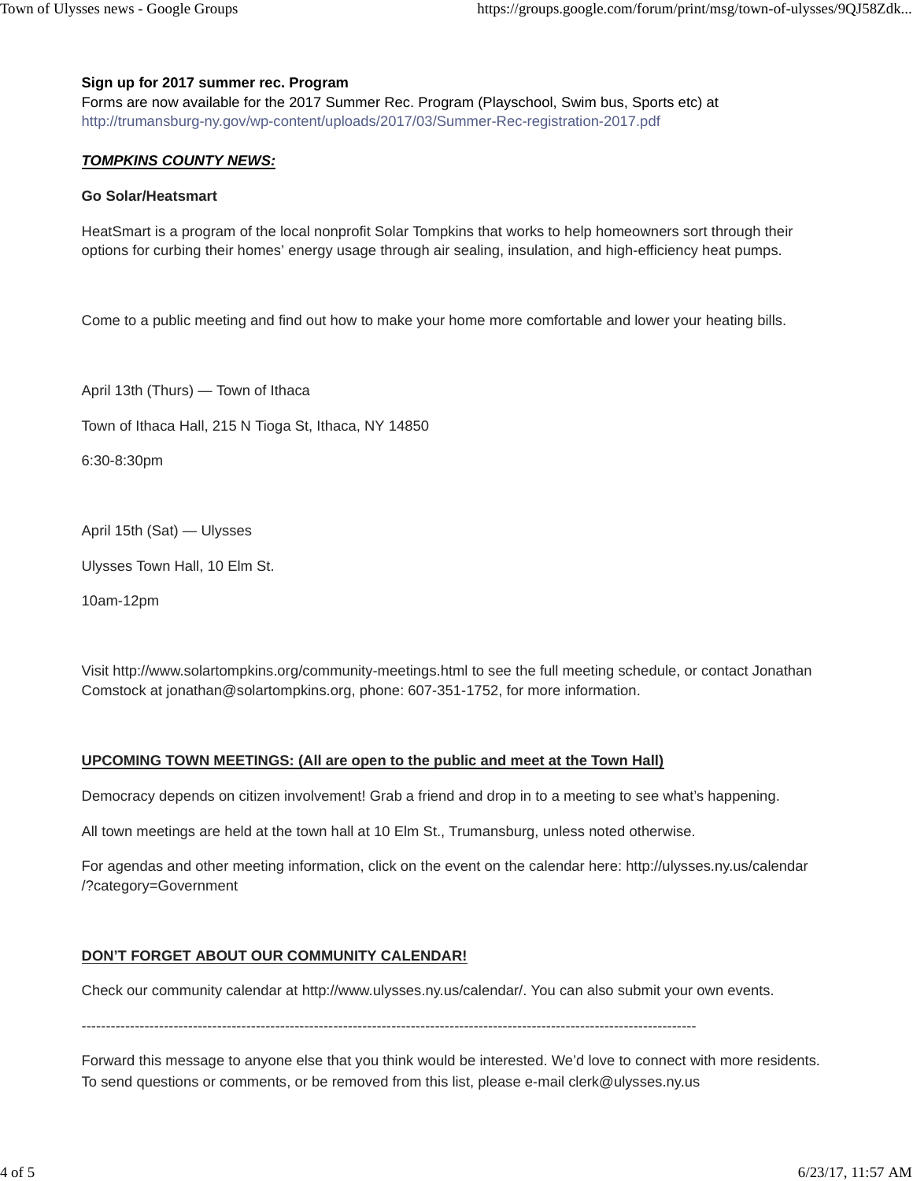**Sign up for 2017 summer rec. Program**
Forms are now available for the 2017 Summer Rec. Program (Playschool, Swim bus, Sports etc) at http://trumansburg-ny.gov/wp-content/uploads/2017/03/Summer-Rec-registration-2017.pdf

***TOMPKINS COUNTY NEWS:***

**Go Solar/Heatsmart**

HeatSmart is a program of the local nonprofit Solar Tompkins that works to help homeowners sort through their options for curbing their homes' energy usage through air sealing, insulation, and high-efficiency heat pumps.

Come to a public meeting and find out how to make your home more comfortable and lower your heating bills.

April 13th (Thurs) — Town of Ithaca

Town of Ithaca Hall, 215 N Tioga St, Ithaca, NY 14850

6:30-8:30pm

April 15th (Sat) — Ulysses

Ulysses Town Hall, 10 Elm St.

10am-12pm

Visit http://www.solartompkins.org/community-meetings.html to see the full meeting schedule, or contact Jonathan Comstock at jonathan@solartompkins.org, phone: 607-351-1752, for more information.

**UPCOMING TOWN MEETINGS: (All are open to the public and meet at the Town Hall)**

Democracy depends on citizen involvement! Grab a friend and drop in to a meeting to see what's happening.

All town meetings are held at the town hall at 10 Elm St., Trumansburg, unless noted otherwise.

For agendas and other meeting information, click on the event on the calendar here: http://ulysses.ny.us/calendar/?category=Government

**DON'T FORGET ABOUT OUR COMMUNITY CALENDAR!**

Check our community calendar at http://www.ulysses.ny.us/calendar/. You can also submit your own events.

--------------------------------------------------------------------------------------------------------------------------------

Forward this message to anyone else that you think would be interested. We'd love to connect with more residents.
To send questions or comments, or be removed from this list, please e-mail clerk@ulysses.ny.us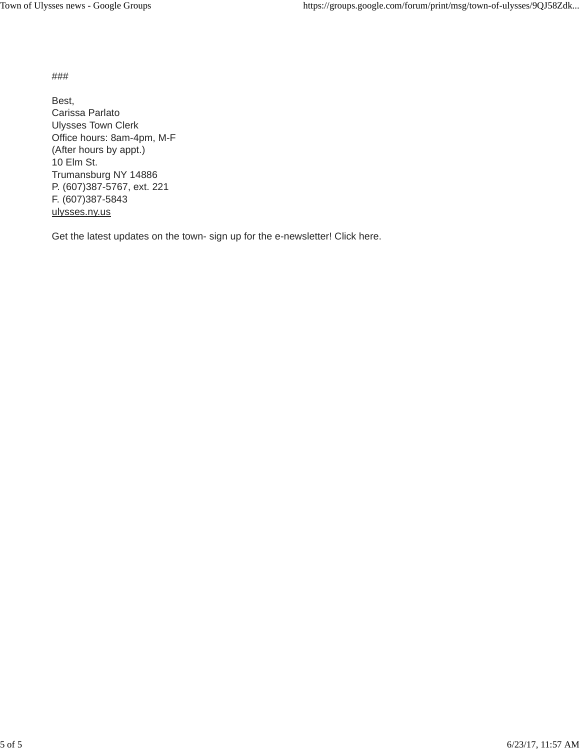###

Best,
Carissa Parlato
Ulysses Town Clerk
Office hours: 8am-4pm, M-F
(After hours by appt.)
10 Elm St.
Trumansburg NY 14886
P. (607)387-5767, ext. 221
F. (607)387-5843
ulysses.ny.us

Get the latest updates on the town- sign up for the e-newsletter! Click here.